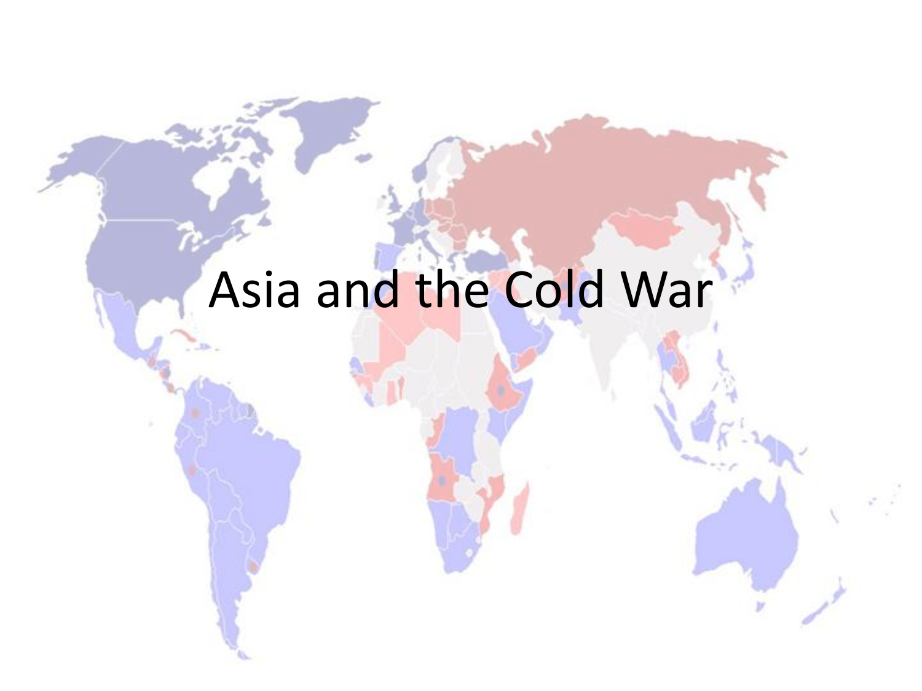# Asia and the Cold War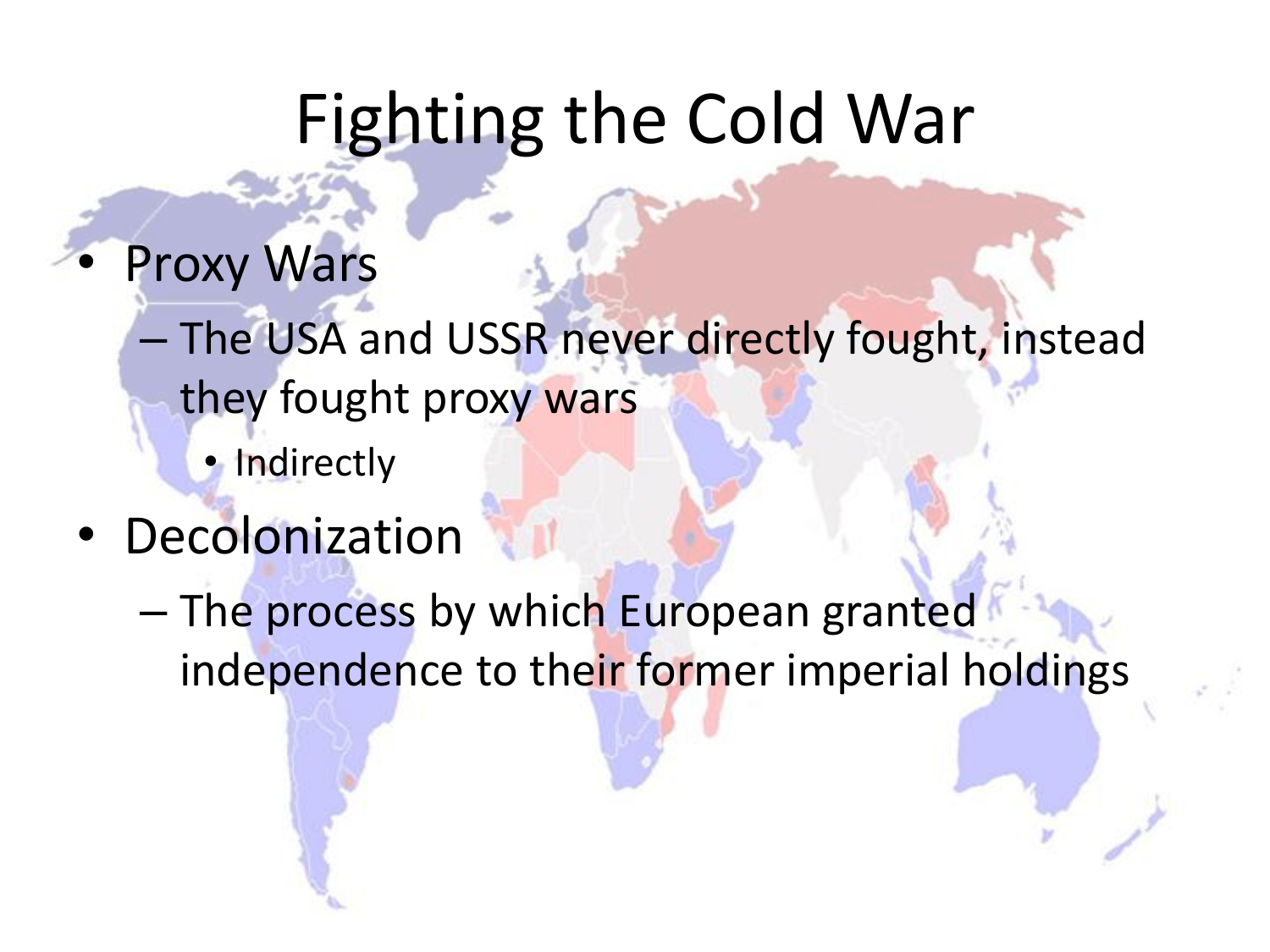# Fighting the Cold War

- Proxy Wars
  - The USA and USSR never directly fought, instead they fought proxy wars
    - Indirectly
- Decolonization
  - The process by which European granted independence to their former imperial holdings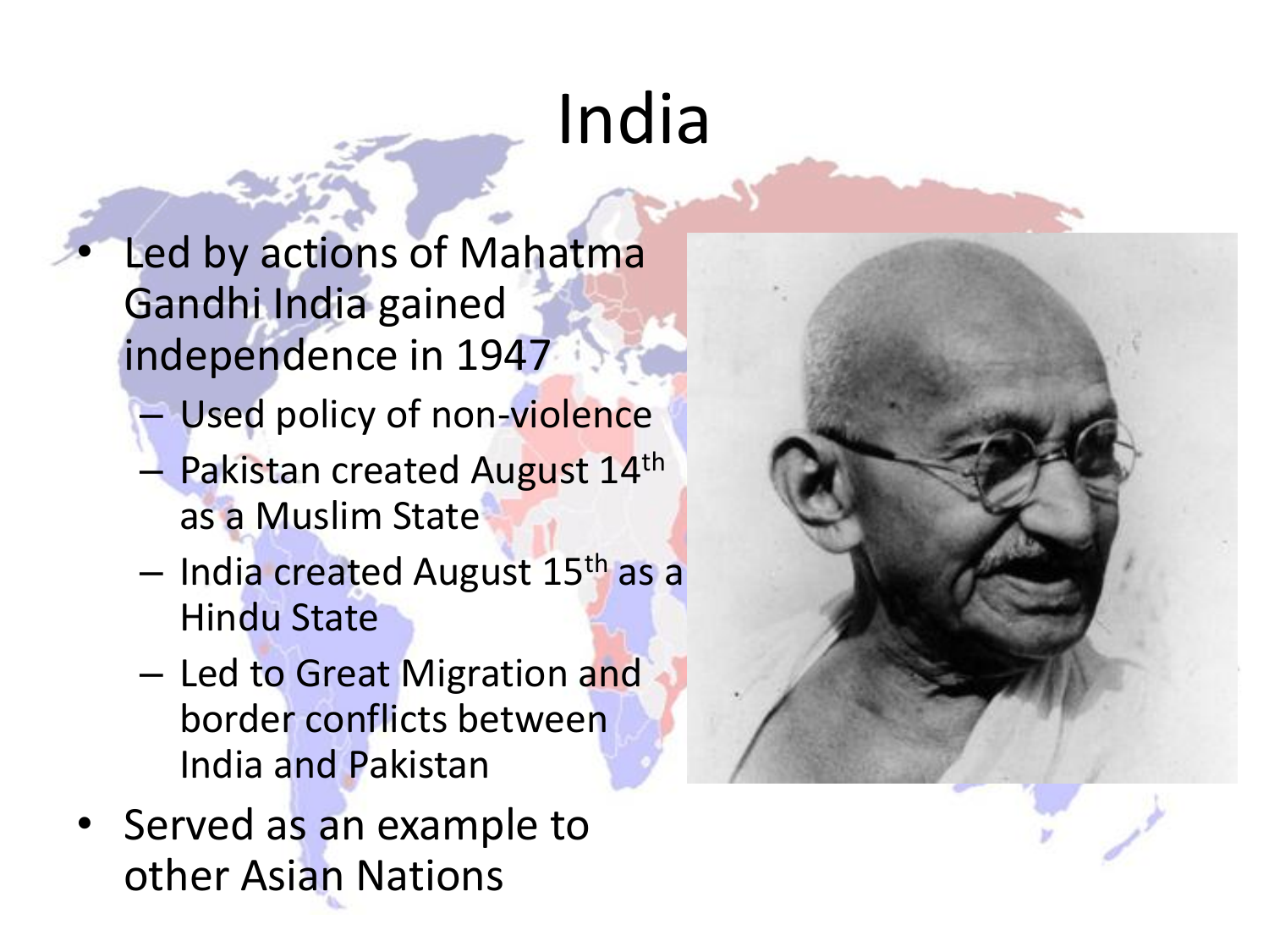# India

- Led by actions of Mahatma Gandhi India gained independence in 1947
  - Used policy of non-violence
  - Pakistan created August 14th as a Muslim State
  - India created August 15th as a Hindu State
  - Led to Great Migration and border conflicts between India and Pakistan
- Served as an example to other Asian Nations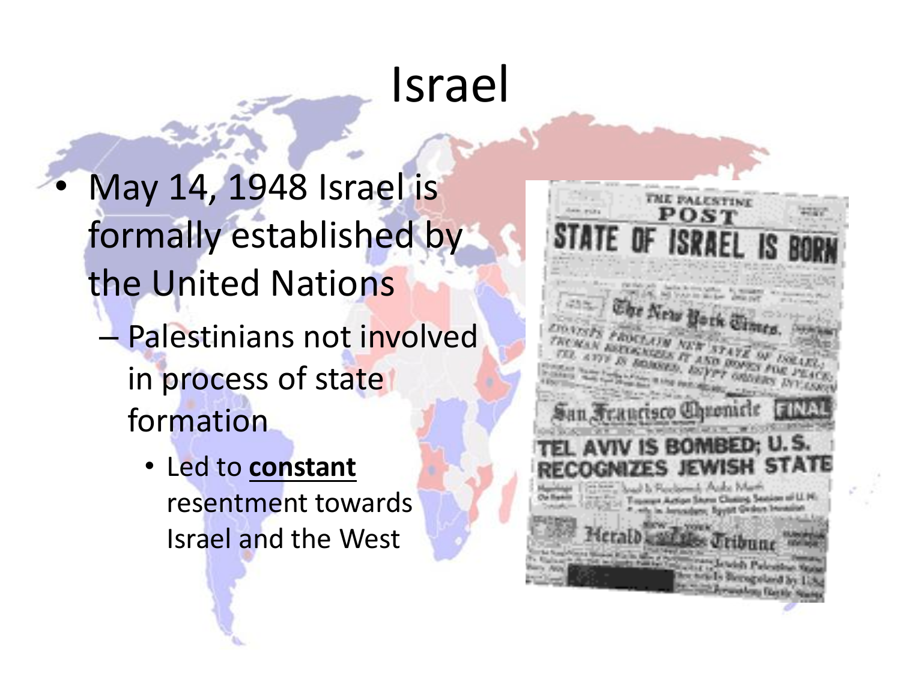# Israel

- May 14, 1948 Israel is formally established by the United Nations
  - Palestinians not involved in process of state formation
    - Led to **<u>constant</u>** resentment towards Israel and the West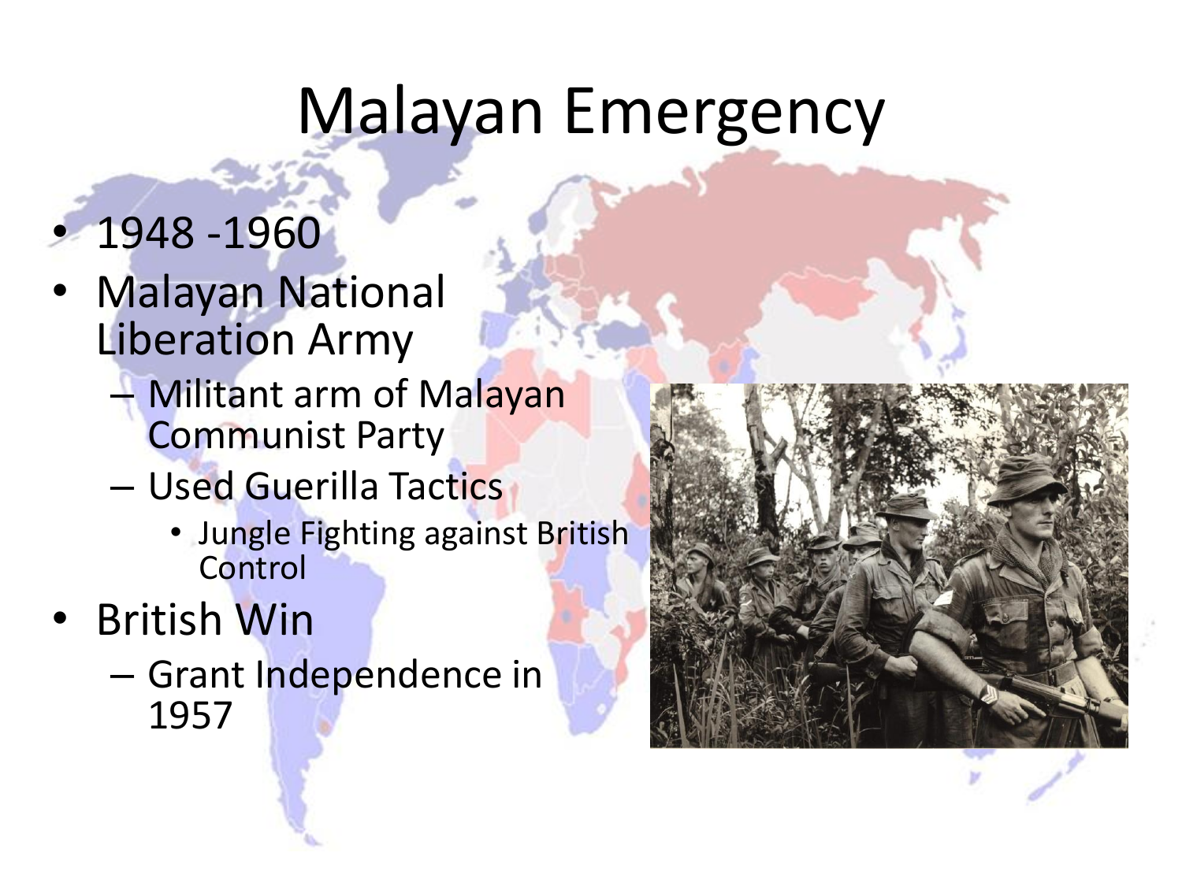# Malayan Emergency

- 1948 -1960
- Malayan National Liberation Army
  - Militant arm of Malayan Communist Party
  - Used Guerilla Tactics
    - Jungle Fighting against British Control
- British Win
  - Grant Independence in 1957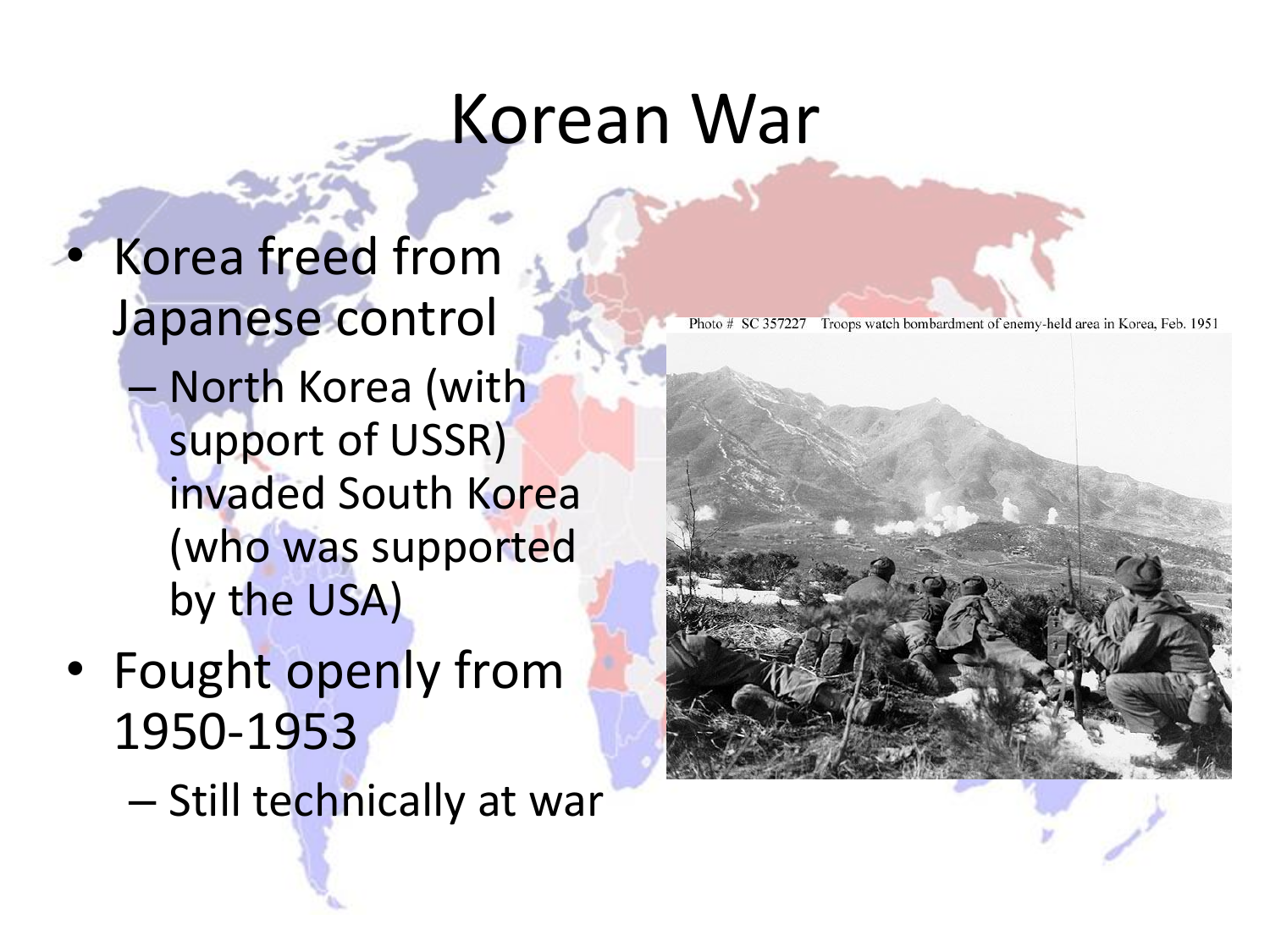# Korean War

- Korea freed from Japanese control
  - North Korea (with support of USSR) invaded South Korea (who was supported by the USA)
- Fought openly from 1950-1953
  - Still technically at war

Photo # SC 357227 Troops watch bombardment of enemy-held area in Korea, Feb. 1951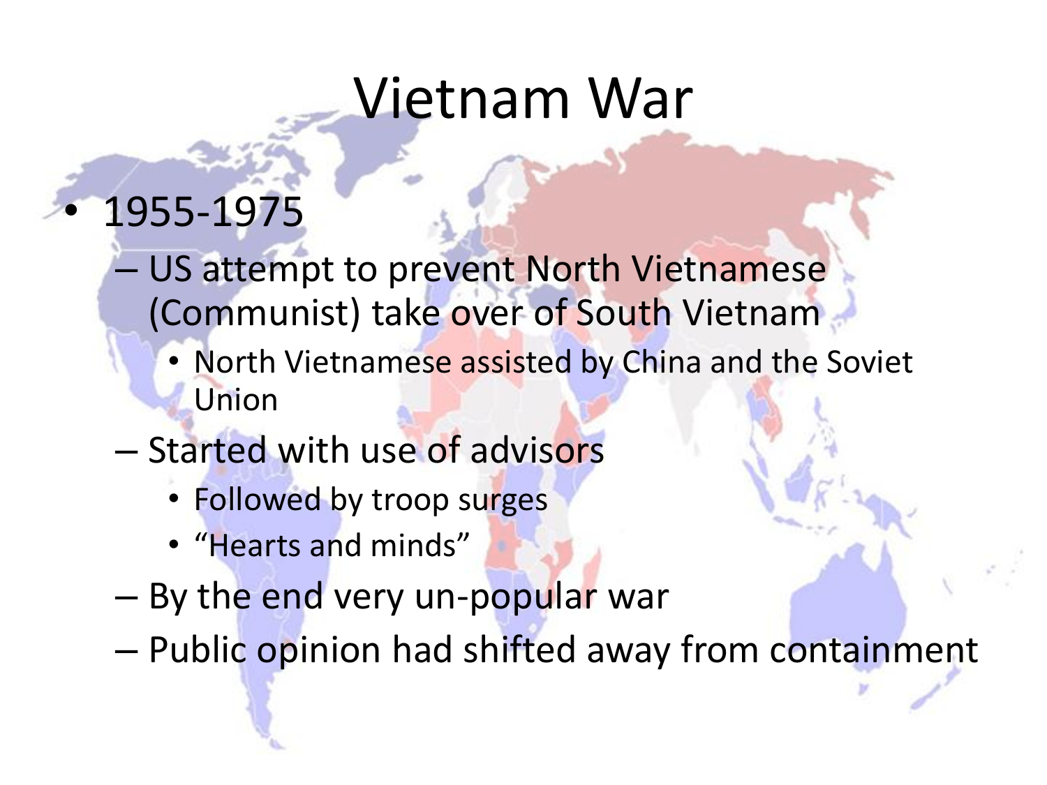# Vietnam War

- 1955-1975
  - US attempt to prevent North Vietnamese (Communist) take over of South Vietnam
    - North Vietnamese assisted by China and the Soviet Union
  - Started with use of advisors
    - Followed by troop surges
    - "Hearts and minds"
  - By the end very un-popular war
  - Public opinion had shifted away from containment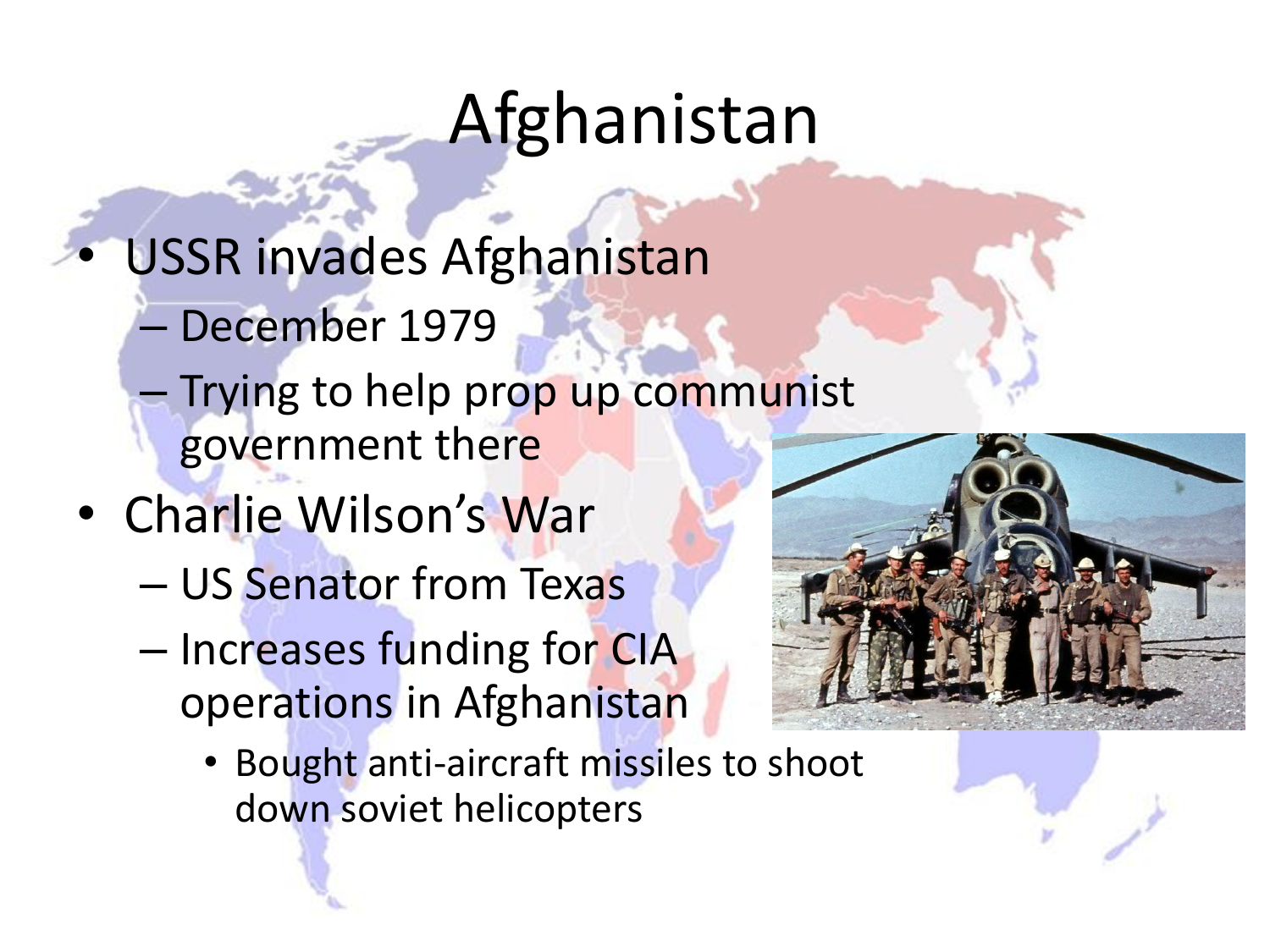# Afghanistan

- USSR invades Afghanistan
  - December 1979
  - Trying to help prop up communist government there
- Charlie Wilson's War
  - US Senator from Texas
  - Increases funding for CIA operations in Afghanistan
    - Bought anti-aircraft missiles to shoot down soviet helicopters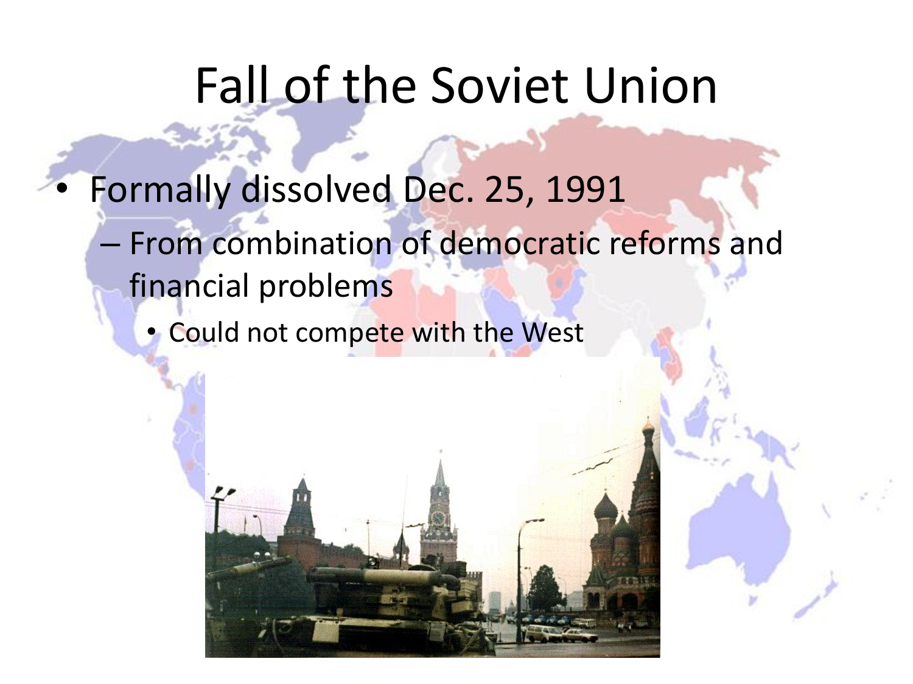# Fall of the Soviet Union

- Formally dissolved Dec. 25, 1991
  - From combination of democratic reforms and financial problems
    - Could not compete with the West